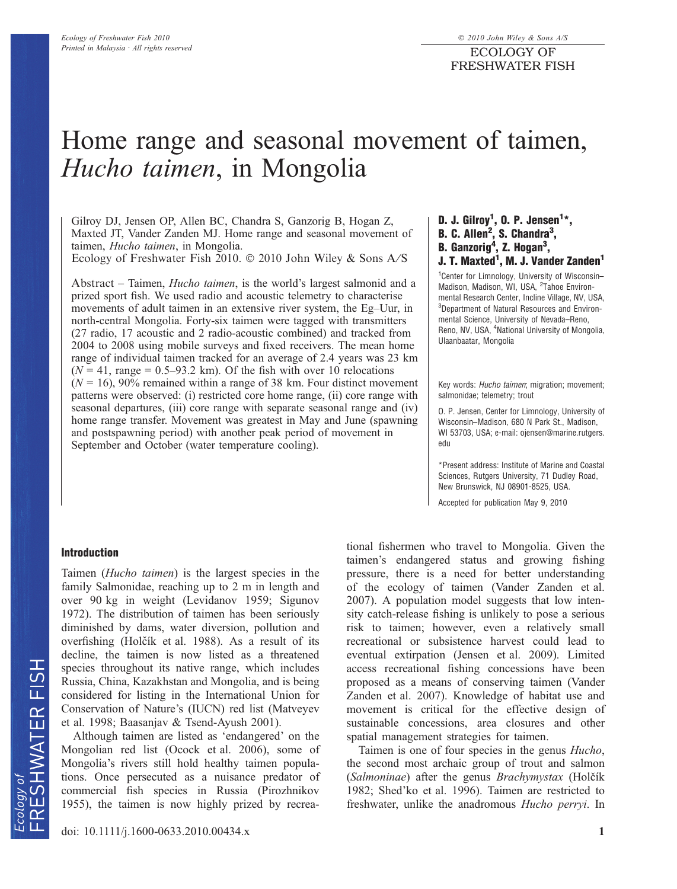# Home range and seasonal movement of taimen, *Hucho taimen*, in Mongolia

**D. J. Gilroy[1], O. P. Jensen[1]\*, B. C. Allen[2], S. Chandra[3], B. Ganzorig[4], Z. Hogan[3], J. T. Maxted[1], M. J. Vander Zanden[1]**

[1]Center for Limnology, University of Wisconsin–Madison, Madison, WI, USA, [2]Tahoe Environmental Research Center, Incline Village, NV, USA, [3]Department of Natural Resources and Environmental Science, University of Nevada–Reno, Reno, NV, USA, [4]National University of Mongolia, Ulaanbaatar, Mongolia

Gilroy DJ, Jensen OP, Allen BC, Chandra S, Ganzorig B, Hogan Z, Maxted JT, Vander Zanden MJ. Home range and seasonal movement of taimen, *Hucho taimen*, in Mongolia.
Ecology of Freshwater Fish 2010. © 2010 John Wiley & Sons A/S

Abstract – Taimen, *Hucho taimen*, is the world's largest salmonid and a prized sport fish. We used radio and acoustic telemetry to characterise movements of adult taimen in an extensive river system, the Eg–Uur, in north-central Mongolia. Forty-six taimen were tagged with transmitters (27 radio, 17 acoustic and 2 radio-acoustic combined) and tracked from 2004 to 2008 using mobile surveys and fixed receivers. The mean home range of individual taimen tracked for an average of 2.4 years was 23 km ($N = 41$, range = 0.5–93.2 km). Of the fish with over 10 relocations ($N = 16$), 90% remained within a range of 38 km. Four distinct movement patterns were observed: (i) restricted core home range, (ii) core range with seasonal departures, (iii) core range with separate seasonal range and (iv) home range transfer. Movement was greatest in May and June (spawning and postspawning period) with another peak period of movement in September and October (water temperature cooling).

Key words: *Hucho taimen*; migration; movement; salmonidae; telemetry; trout

O. P. Jensen, Center for Limnology, University of Wisconsin–Madison, 680 N Park St., Madison, WI 53703, USA; e-mail: ojensen@marine.rutgers.edu

\*Present address: Institute of Marine and Coastal Sciences, Rutgers University, 71 Dudley Road, New Brunswick, NJ 08901-8525, USA.

Accepted for publication May 9, 2010

## Introduction

Taimen (*Hucho taimen*) is the largest species in the family Salmonidae, reaching up to 2 m in length and over 90 kg in weight (Levidanov 1959; Sigunov 1972). The distribution of taimen has been seriously diminished by dams, water diversion, pollution and overfishing (Holčík et al. 1988). As a result of its decline, the taimen is now listed as a threatened species throughout its native range, which includes Russia, China, Kazakhstan and Mongolia, and is being considered for listing in the International Union for Conservation of Nature's (IUCN) red list (Matveyev et al. 1998; Baasanjav & Tsend-Ayush 2001).

Although taimen are listed as 'endangered' on the Mongolian red list (Ocock et al. 2006), some of Mongolia's rivers still hold healthy taimen populations. Once persecuted as a nuisance predator of commercial fish species in Russia (Pirozhnikov 1955), the taimen is now highly prized by recreational fishermen who travel to Mongolia. Given the taimen's endangered status and growing fishing pressure, there is a need for better understanding of the ecology of taimen (Vander Zanden et al. 2007). A population model suggests that low intensity catch-release fishing is unlikely to pose a serious risk to taimen; however, even a relatively small recreational or subsistence harvest could lead to eventual extirpation (Jensen et al. 2009). Limited access recreational fishing concessions have been proposed as a means of conserving taimen (Vander Zanden et al. 2007). Knowledge of habitat use and movement is critical for the effective design of sustainable concessions, area closures and other spatial management strategies for taimen.

Taimen is one of four species in the genus *Hucho*, the second most archaic group of trout and salmon (*Salmoninae*) after the genus *Brachymystax* (Holčík 1982; Shed'ko et al. 1996). Taimen are restricted to freshwater, unlike the anadromous *Hucho perryi*. In

doi: 10.1111/j.1600-0633.2010.00434.x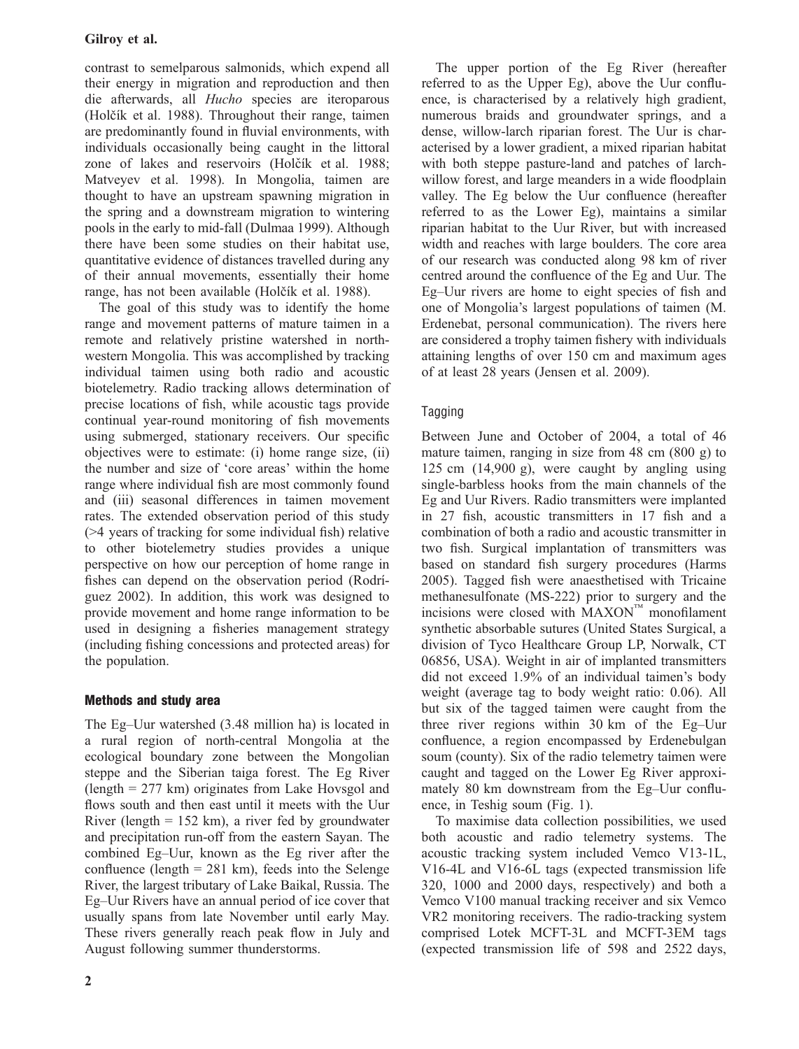contrast to semelparous salmonids, which expend all their energy in migration and reproduction and then die afterwards, all *Hucho* species are iteroparous (Holčík et al. 1988). Throughout their range, taimen are predominantly found in fluvial environments, with individuals occasionally being caught in the littoral zone of lakes and reservoirs (Holčík et al. 1988; Matveyev et al. 1998). In Mongolia, taimen are thought to have an upstream spawning migration in the spring and a downstream migration to wintering pools in the early to mid-fall (Dulmaa 1999). Although there have been some studies on their habitat use, quantitative evidence of distances travelled during any of their annual movements, essentially their home range, has not been available (Holčík et al. 1988).

The goal of this study was to identify the home range and movement patterns of mature taimen in a remote and relatively pristine watershed in northwestern Mongolia. This was accomplished by tracking individual taimen using both radio and acoustic biotelemetry. Radio tracking allows determination of precise locations of fish, while acoustic tags provide continual year-round monitoring of fish movements using submerged, stationary receivers. Our specific objectives were to estimate: (i) home range size, (ii) the number and size of 'core areas' within the home range where individual fish are most commonly found and (iii) seasonal differences in taimen movement rates. The extended observation period of this study (>4 years of tracking for some individual fish) relative to other biotelemetry studies provides a unique perspective on how our perception of home range in fishes can depend on the observation period (Rodríguez 2002). In addition, this work was designed to provide movement and home range information to be used in designing a fisheries management strategy (including fishing concessions and protected areas) for the population.

## Methods and study area

The Eg–Uur watershed (3.48 million ha) is located in a rural region of north-central Mongolia at the ecological boundary zone between the Mongolian steppe and the Siberian taiga forest. The Eg River (length = 277 km) originates from Lake Hovsgol and flows south and then east until it meets with the Uur River (length = 152 km), a river fed by groundwater and precipitation run-off from the eastern Sayan. The combined Eg–Uur, known as the Eg river after the confluence (length = 281 km), feeds into the Selenge River, the largest tributary of Lake Baikal, Russia. The Eg–Uur Rivers have an annual period of ice cover that usually spans from late November until early May. These rivers generally reach peak flow in July and August following summer thunderstorms.

The upper portion of the Eg River (hereafter referred to as the Upper Eg), above the Uur confluence, is characterised by a relatively high gradient, numerous braids and groundwater springs, and a dense, willow-larch riparian forest. The Uur is characterised by a lower gradient, a mixed riparian habitat with both steppe pasture-land and patches of larch-willow forest, and large meanders in a wide floodplain valley. The Eg below the Uur confluence (hereafter referred to as the Lower Eg), maintains a similar riparian habitat to the Uur River, but with increased width and reaches with large boulders. The core area of our research was conducted along 98 km of river centred around the confluence of the Eg and Uur. The Eg–Uur rivers are home to eight species of fish and one of Mongolia's largest populations of taimen (M. Erdenebat, personal communication). The rivers here are considered a trophy taimen fishery with individuals attaining lengths of over 150 cm and maximum ages of at least 28 years (Jensen et al. 2009).

### Tagging

Between June and October of 2004, a total of 46 mature taimen, ranging in size from 48 cm (800 g) to 125 cm (14,900 g), were caught by angling using single-barbless hooks from the main channels of the Eg and Uur Rivers. Radio transmitters were implanted in 27 fish, acoustic transmitters in 17 fish and a combination of both a radio and acoustic transmitter in two fish. Surgical implantation of transmitters was based on standard fish surgery procedures (Harms 2005). Tagged fish were anaesthetised with Tricaine methanesulfonate (MS-222) prior to surgery and the incisions were closed with MAXON™ monofilament synthetic absorbable sutures (United States Surgical, a division of Tyco Healthcare Group LP, Norwalk, CT 06856, USA). Weight in air of implanted transmitters did not exceed 1.9% of an individual taimen's body weight (average tag to body weight ratio: 0.06). All but six of the tagged taimen were caught from the three river regions within 30 km of the Eg–Uur confluence, a region encompassed by Erdenebulgan soum (county). Six of the radio telemetry taimen were caught and tagged on the Lower Eg River approximately 80 km downstream from the Eg–Uur confluence, in Teshig soum (Fig. 1).

To maximise data collection possibilities, we used both acoustic and radio telemetry systems. The acoustic tracking system included Vemco V13-1L, V16-4L and V16-6L tags (expected transmission life 320, 1000 and 2000 days, respectively) and both a Vemco V100 manual tracking receiver and six Vemco VR2 monitoring receivers. The radio-tracking system comprised Lotek MCFT-3L and MCFT-3EM tags (expected transmission life of 598 and 2522 days,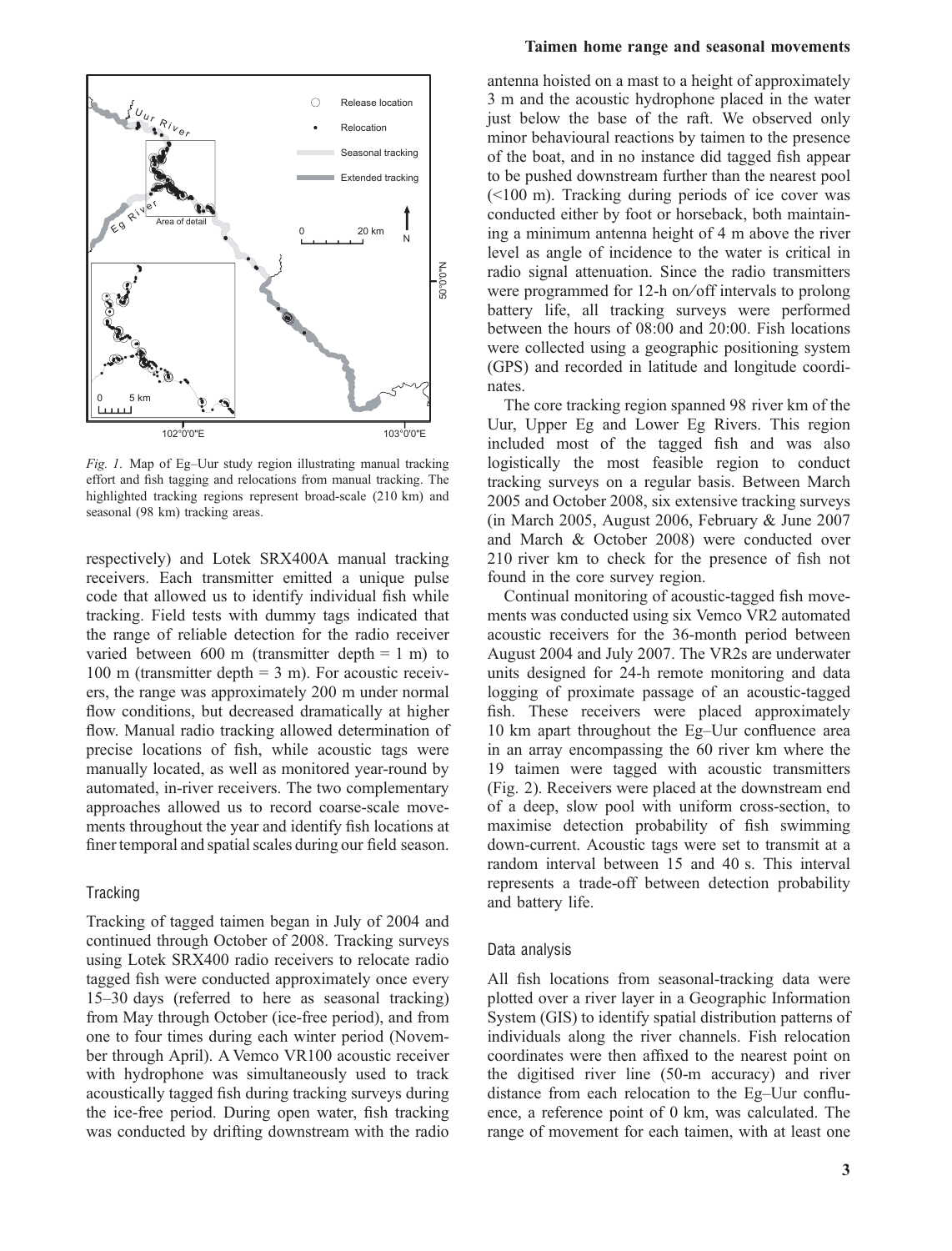*Fig. 1*. Map of Eg–Uur study region illustrating manual tracking effort and fish tagging and relocations from manual tracking. The highlighted tracking regions represent broad-scale (210 km) and seasonal (98 km) tracking areas.

respectively) and Lotek SRX400A manual tracking receivers. Each transmitter emitted a unique pulse code that allowed us to identify individual fish while tracking. Field tests with dummy tags indicated that the range of reliable detection for the radio receiver varied between 600 m (transmitter depth = 1 m) to 100 m (transmitter depth = 3 m). For acoustic receivers, the range was approximately 200 m under normal flow conditions, but decreased dramatically at higher flow. Manual radio tracking allowed determination of precise locations of fish, while acoustic tags were manually located, as well as monitored year-round by automated, in-river receivers. The two complementary approaches allowed us to record coarse-scale movements throughout the year and identify fish locations at finer temporal and spatial scales during our field season.

### Tracking

Tracking of tagged taimen began in July of 2004 and continued through October of 2008. Tracking surveys using Lotek SRX400 radio receivers to relocate radio tagged fish were conducted approximately once every 15–30 days (referred to here as seasonal tracking) from May through October (ice-free period), and from one to four times during each winter period (November through April). A Vemco VR100 acoustic receiver with hydrophone was simultaneously used to track acoustically tagged fish during tracking surveys during the ice-free period. During open water, fish tracking was conducted by drifting downstream with the radio antenna hoisted on a mast to a height of approximately 3 m and the acoustic hydrophone placed in the water just below the base of the raft. We observed only minor behavioural reactions by taimen to the presence of the boat, and in no instance did tagged fish appear to be pushed downstream further than the nearest pool (<100 m). Tracking during periods of ice cover was conducted either by foot or horseback, both maintaining a minimum antenna height of 4 m above the river level as angle of incidence to the water is critical in radio signal attenuation. Since the radio transmitters were programmed for 12-h on/off intervals to prolong battery life, all tracking surveys were performed between the hours of 08:00 and 20:00. Fish locations were collected using a geographic positioning system (GPS) and recorded in latitude and longitude coordinates.

The core tracking region spanned 98 river km of the Uur, Upper Eg and Lower Eg Rivers. This region included most of the tagged fish and was also logistically the most feasible region to conduct tracking surveys on a regular basis. Between March 2005 and October 2008, six extensive tracking surveys (in March 2005, August 2006, February & June 2007 and March & October 2008) were conducted over 210 river km to check for the presence of fish not found in the core survey region.

Continual monitoring of acoustic-tagged fish movements was conducted using six Vemco VR2 automated acoustic receivers for the 36-month period between August 2004 and July 2007. The VR2s are underwater units designed for 24-h remote monitoring and data logging of proximate passage of an acoustic-tagged fish. These receivers were placed approximately 10 km apart throughout the Eg–Uur confluence area in an array encompassing the 60 river km where the 19 taimen were tagged with acoustic transmitters (Fig. 2). Receivers were placed at the downstream end of a deep, slow pool with uniform cross-section, to maximise detection probability of fish swimming down-current. Acoustic tags were set to transmit at a random interval between 15 and 40 s. This interval represents a trade-off between detection probability and battery life.

### Data analysis

All fish locations from seasonal-tracking data were plotted over a river layer in a Geographic Information System (GIS) to identify spatial distribution patterns of individuals along the river channels. Fish relocation coordinates were then affixed to the nearest point on the digitised river line (50-m accuracy) and river distance from each relocation to the Eg–Uur confluence, a reference point of 0 km, was calculated. The range of movement for each taimen, with at least one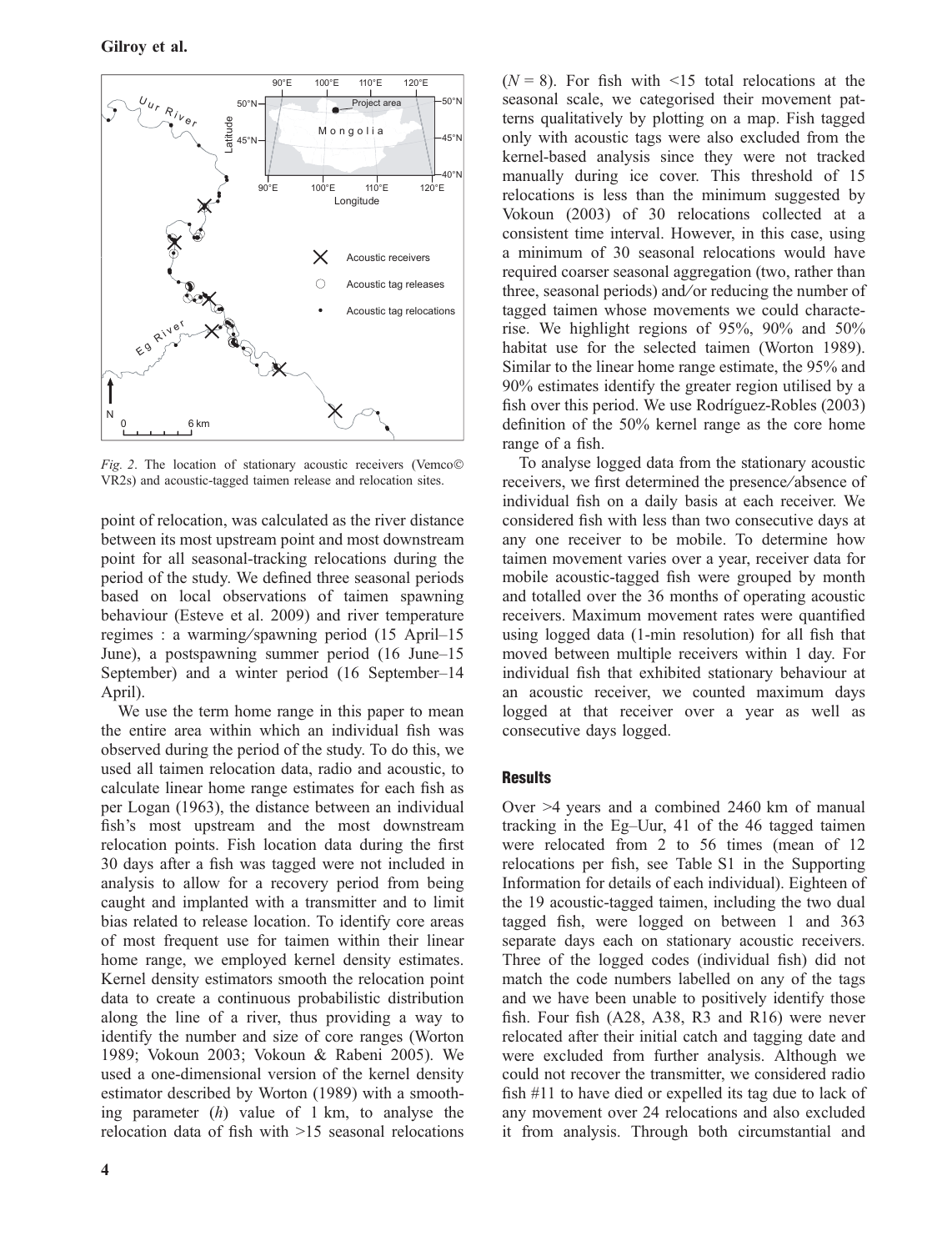*Fig. 2*. The location of stationary acoustic receivers (Vemco© VR2s) and acoustic-tagged taimen release and relocation sites.

point of relocation, was calculated as the river distance between its most upstream point and most downstream point for all seasonal-tracking relocations during the period of the study. We defined three seasonal periods based on local observations of taimen spawning behaviour (Esteve et al. 2009) and river temperature regimes : a warming/spawning period (15 April–15 June), a postspawning summer period (16 June–15 September) and a winter period (16 September–14 April).

We use the term home range in this paper to mean the entire area within which an individual fish was observed during the period of the study. To do this, we used all taimen relocation data, radio and acoustic, to calculate linear home range estimates for each fish as per Logan (1963), the distance between an individual fish's most upstream and the most downstream relocation points. Fish location data during the first 30 days after a fish was tagged were not included in analysis to allow for a recovery period from being caught and implanted with a transmitter and to limit bias related to release location. To identify core areas of most frequent use for taimen within their linear home range, we employed kernel density estimates. Kernel density estimators smooth the relocation point data to create a continuous probabilistic distribution along the line of a river, thus providing a way to identify the number and size of core ranges (Worton 1989; Vokoun 2003; Vokoun & Rabeni 2005). We used a one-dimensional version of the kernel density estimator described by Worton (1989) with a smoothing parameter ($h$) value of 1 km, to analyse the relocation data of fish with >15 seasonal relocations ($N = 8$). For fish with <15 total relocations at the seasonal scale, we categorised their movement patterns qualitatively by plotting on a map. Fish tagged only with acoustic tags were also excluded from the kernel-based analysis since they were not tracked manually during ice cover. This threshold of 15 relocations is less than the minimum suggested by Vokoun (2003) of 30 relocations collected at a consistent time interval. However, in this case, using a minimum of 30 seasonal relocations would have required coarser seasonal aggregation (two, rather than three, seasonal periods) and/or reducing the number of tagged taimen whose movements we could characterise. We highlight regions of 95%, 90% and 50% habitat use for the selected taimen (Worton 1989). Similar to the linear home range estimate, the 95% and 90% estimates identify the greater region utilised by a fish over this period. We use Rodríguez-Robles (2003) definition of the 50% kernel range as the core home range of a fish.

To analyse logged data from the stationary acoustic receivers, we first determined the presence/absence of individual fish on a daily basis at each receiver. We considered fish with less than two consecutive days at any one receiver to be mobile. To determine how taimen movement varies over a year, receiver data for mobile acoustic-tagged fish were grouped by month and totalled over the 36 months of operating acoustic receivers. Maximum movement rates were quantified using logged data (1-min resolution) for all fish that moved between multiple receivers within 1 day. For individual fish that exhibited stationary behaviour at an acoustic receiver, we counted maximum days logged at that receiver over a year as well as consecutive days logged.

## Results

Over >4 years and a combined 2460 km of manual tracking in the Eg–Uur, 41 of the 46 tagged taimen were relocated from 2 to 56 times (mean of 12 relocations per fish, see Table S1 in the Supporting Information for details of each individual). Eighteen of the 19 acoustic-tagged taimen, including the two dual tagged fish, were logged on between 1 and 363 separate days each on stationary acoustic receivers. Three of the logged codes (individual fish) did not match the code numbers labelled on any of the tags and we have been unable to positively identify those fish. Four fish (A28, A38, R3 and R16) were never relocated after their initial catch and tagging date and were excluded from further analysis. Although we could not recover the transmitter, we considered radio fish #11 to have died or expelled its tag due to lack of any movement over 24 relocations and also excluded it from analysis. Through both circumstantial and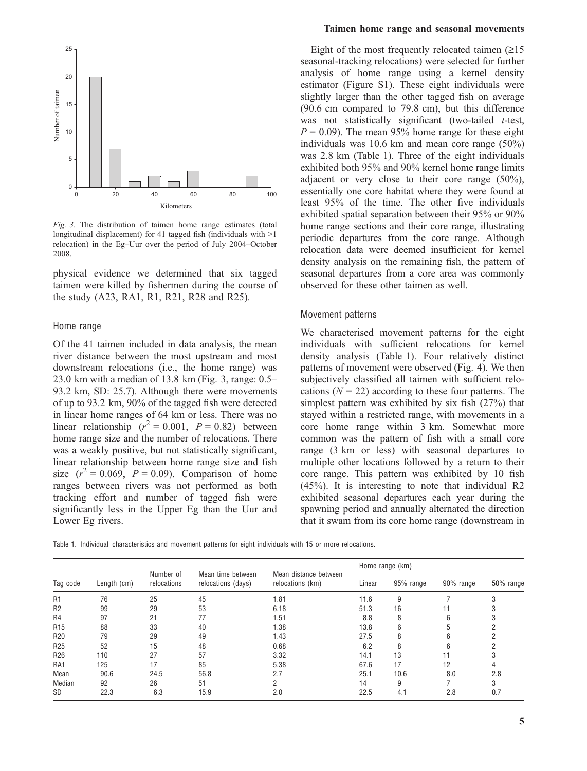Fig. 3. The distribution of taimen home range estimates (total longitudinal displacement) for 41 tagged fish (individuals with >1 relocation) in the Eg–Uur over the period of July 2004–October 2008.

physical evidence we determined that six tagged taimen were killed by fishermen during the course of the study (A23, RA1, R1, R21, R28 and R25).

## Home range

Of the 41 taimen included in data analysis, the mean river distance between the most upstream and most downstream relocations (i.e., the home range) was 23.0 km with a median of 13.8 km (Fig. 3, range: 0.5–93.2 km, SD: 25.7). Although there were movements of up to 93.2 km, 90% of the tagged fish were detected in linear home ranges of 64 km or less. There was no linear relationship ($r^2 = 0.001$, $P = 0.82$) between home range size and the number of relocations. There was a weakly positive, but not statistically significant, linear relationship between home range size and fish size ($r^2 = 0.069$, $P = 0.09$). Comparison of home ranges between rivers was not performed as both tracking effort and number of tagged fish were significantly less in the Upper Eg than the Uur and Lower Eg rivers.

## Taimen home range and seasonal movements

Eight of the most frequently relocated taimen (≥15 seasonal-tracking relocations) were selected for further analysis of home range using a kernel density estimator (Figure S1). These eight individuals were slightly larger than the other tagged fish on average (90.6 cm compared to 79.8 cm), but this difference was not statistically significant (two-tailed *t*-test, $P = 0.09$). The mean 95% home range for these eight individuals was 10.6 km and mean core range (50%) was 2.8 km (Table 1). Three of the eight individuals exhibited both 95% and 90% kernel home range limits adjacent or very close to their core range (50%), essentially one core habitat where they were found at least 95% of the time. The other five individuals exhibited spatial separation between their 95% or 90% home range sections and their core range, illustrating periodic departures from the core range. Although relocation data were deemed insufficient for kernel density analysis on the remaining fish, the pattern of seasonal departures from a core area was commonly observed for these other taimen as well.

## Movement patterns

We characterised movement patterns for the eight individuals with sufficient relocations for kernel density analysis (Table 1). Four relatively distinct patterns of movement were observed (Fig. 4). We then subjectively classified all taimen with sufficient relocations ($N = 22$) according to these four patterns. The simplest pattern was exhibited by six fish (27%) that stayed within a restricted range, with movements in a core home range within 3 km. Somewhat more common was the pattern of fish with a small core range (3 km or less) with seasonal departures to multiple other locations followed by a return to their core range. This pattern was exhibited by 10 fish (45%). It is interesting to note that individual R2 exhibited seasonal departures each year during the spawning period and annually alternated the direction that it swam from its core home range (downstream in

Table 1. Individual characteristics and movement patterns for eight individuals with 15 or more relocations.

| Tag code | Length (cm) | Number of relocations | Mean time between relocations (days) | Mean distance between relocations (km) | Home range (km) | | | |
|---|---|---|---|---|---|---|---|---|
| | | | | | Linear | 95% range | 90% range | 50% range |
| R1 | 76 | 25 | 45 | 1.81 | 11.6 | 9 | 7 | 3 |
| R2 | 99 | 29 | 53 | 6.18 | 51.3 | 16 | 11 | 3 |
| R4 | 97 | 21 | 77 | 1.51 | 8.8 | 8 | 6 | 3 |
| R15 | 88 | 33 | 40 | 1.38 | 13.8 | 6 | 5 | 2 |
| R20 | 79 | 29 | 49 | 1.43 | 27.5 | 8 | 6 | 2 |
| R25 | 52 | 15 | 48 | 0.68 | 6.2 | 8 | 6 | 2 |
| R26 | 110 | 27 | 57 | 3.32 | 14.1 | 13 | 11 | 3 |
| RA1 | 125 | 17 | 85 | 5.38 | 67.6 | 17 | 12 | 4 |
| Mean | 90.6 | 24.5 | 56.8 | 2.7 | 25.1 | 10.6 | 8.0 | 2.8 |
| Median | 92 | 26 | 51 | 2 | 14 | 9 | 7 | 3 |
| SD | 22.3 | 6.3 | 15.9 | 2.0 | 22.5 | 4.1 | 2.8 | 0.7 |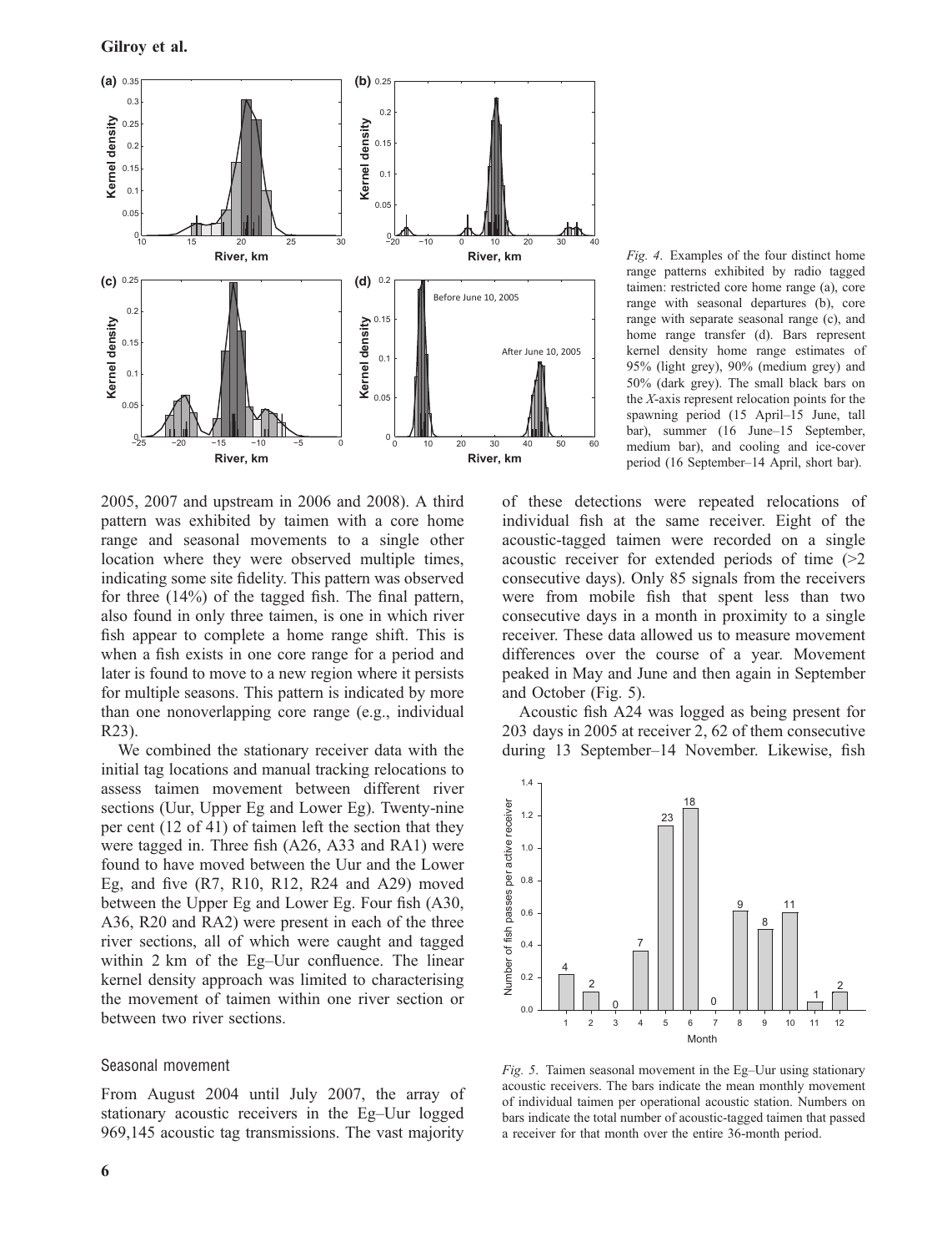*Fig. 4.* Examples of the four distinct home range patterns exhibited by radio tagged taimen: restricted core home range (a), core range with seasonal departures (b), core range with separate seasonal range (c), and home range transfer (d). Bars represent kernel density home range estimates of 95% (light grey), 90% (medium grey) and 50% (dark grey). The small black bars on the *X*-axis represent relocation points for the spawning period (15 April–15 June, tall bar), summer (16 June–15 September, medium bar), and cooling and ice-cover period (16 September–14 April, short bar).

2005, 2007 and upstream in 2006 and 2008). A third pattern was exhibited by taimen with a core home range and seasonal movements to a single other location where they were observed multiple times, indicating some site fidelity. This pattern was observed for three (14%) of the tagged fish. The final pattern, also found in only three taimen, is one in which river fish appear to complete a home range shift. This is when a fish exists in one core range for a period and later is found to move to a new region where it persists for multiple seasons. This pattern is indicated by more than one nonoverlapping core range (e.g., individual R23).

We combined the stationary receiver data with the initial tag locations and manual tracking relocations to assess taimen movement between different river sections (Uur, Upper Eg and Lower Eg). Twenty-nine per cent (12 of 41) of taimen left the section that they were tagged in. Three fish (A26, A33 and RA1) were found to have moved between the Uur and the Lower Eg, and five (R7, R10, R12, R24 and A29) moved between the Upper Eg and Lower Eg. Four fish (A30, A36, R20 and RA2) were present in each of the three river sections, all of which were caught and tagged within 2 km of the Eg–Uur confluence. The linear kernel density approach was limited to characterising the movement of taimen within one river section or between two river sections.

## Seasonal movement

From August 2004 until July 2007, the array of stationary acoustic receivers in the Eg–Uur logged 969,145 acoustic tag transmissions. The vast majority of these detections were repeated relocations of individual fish at the same receiver. Eight of the acoustic-tagged taimen were recorded on a single acoustic receiver for extended periods of time (>2 consecutive days). Only 85 signals from the receivers were from mobile fish that spent less than two consecutive days in a month in proximity to a single receiver. These data allowed us to measure movement differences over the course of a year. Movement peaked in May and June and then again in September and October (Fig. 5).

Acoustic fish A24 was logged as being present for 203 days in 2005 at receiver 2, 62 of them consecutive during 13 September–14 November. Likewise, fish

*Fig. 5.* Taimen seasonal movement in the Eg–Uur using stationary acoustic receivers. The bars indicate the mean monthly movement of individual taimen per operational acoustic station. Numbers on bars indicate the total number of acoustic-tagged taimen that passed a receiver for that month over the entire 36-month period.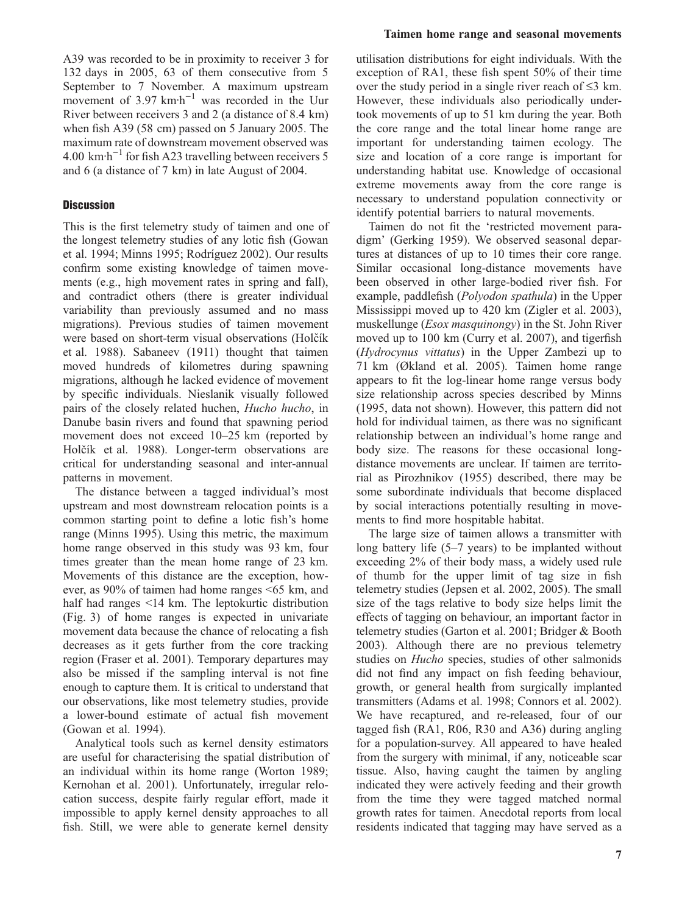A39 was recorded to be in proximity to receiver 3 for 132 days in 2005, 63 of them consecutive from 5 September to 7 November. A maximum upstream movement of 3.97 km·h$^{-1}$ was recorded in the Uur River between receivers 3 and 2 (a distance of 8.4 km) when fish A39 (58 cm) passed on 5 January 2005. The maximum rate of downstream movement observed was 4.00 km·h$^{-1}$ for fish A23 travelling between receivers 5 and 6 (a distance of 7 km) in late August of 2004.

## Discussion

This is the first telemetry study of taimen and one of the longest telemetry studies of any lotic fish (Gowan et al. 1994; Minns 1995; Rodríguez 2002). Our results confirm some existing knowledge of taimen movements (e.g., high movement rates in spring and fall), and contradict others (there is greater individual variability than previously assumed and no mass migrations). Previous studies of taimen movement were based on short-term visual observations (Holčík et al. 1988). Sabaneev (1911) thought that taimen moved hundreds of kilometres during spawning migrations, although he lacked evidence of movement by specific individuals. Nieslanik visually followed pairs of the closely related huchen, *Hucho hucho*, in Danube basin rivers and found that spawning period movement does not exceed 10–25 km (reported by Holčík et al. 1988). Longer-term observations are critical for understanding seasonal and inter-annual patterns in movement.

The distance between a tagged individual's most upstream and most downstream relocation points is a common starting point to define a lotic fish's home range (Minns 1995). Using this metric, the maximum home range observed in this study was 93 km, four times greater than the mean home range of 23 km. Movements of this distance are the exception, however, as 90% of taimen had home ranges <65 km, and half had ranges <14 km. The leptokurtic distribution (Fig. 3) of home ranges is expected in univariate movement data because the chance of relocating a fish decreases as it gets further from the core tracking region (Fraser et al. 2001). Temporary departures may also be missed if the sampling interval is not fine enough to capture them. It is critical to understand that our observations, like most telemetry studies, provide a lower-bound estimate of actual fish movement (Gowan et al. 1994).

Analytical tools such as kernel density estimators are useful for characterising the spatial distribution of an individual within its home range (Worton 1989; Kernohan et al. 2001). Unfortunately, irregular relocation success, despite fairly regular effort, made it impossible to apply kernel density approaches to all fish. Still, we were able to generate kernel density utilisation distributions for eight individuals. With the exception of RA1, these fish spent 50% of their time over the study period in a single river reach of ≤3 km. However, these individuals also periodically undertook movements of up to 51 km during the year. Both the core range and the total linear home range are important for understanding taimen ecology. The size and location of a core range is important for understanding habitat use. Knowledge of occasional extreme movements away from the core range is necessary to understand population connectivity or identify potential barriers to natural movements.

Taimen do not fit the 'restricted movement paradigm' (Gerking 1959). We observed seasonal departures at distances of up to 10 times their core range. Similar occasional long-distance movements have been observed in other large-bodied river fish. For example, paddlefish (*Polyodon spathula*) in the Upper Mississippi moved up to 420 km (Zigler et al. 2003), muskellunge (*Esox masquinongy*) in the St. John River moved up to 100 km (Curry et al. 2007), and tigerfish (*Hydrocynus vittatus*) in the Upper Zambezi up to 71 km (Økland et al. 2005). Taimen home range appears to fit the log-linear home range versus body size relationship across species described by Minns (1995, data not shown). However, this pattern did not hold for individual taimen, as there was no significant relationship between an individual's home range and body size. The reasons for these occasional long-distance movements are unclear. If taimen are territorial as Pirozhnikov (1955) described, there may be some subordinate individuals that become displaced by social interactions potentially resulting in movements to find more hospitable habitat.

The large size of taimen allows a transmitter with long battery life (5–7 years) to be implanted without exceeding 2% of their body mass, a widely used rule of thumb for the upper limit of tag size in fish telemetry studies (Jepsen et al. 2002, 2005). The small size of the tags relative to body size helps limit the effects of tagging on behaviour, an important factor in telemetry studies (Garton et al. 2001; Bridger & Booth 2003). Although there are no previous telemetry studies on *Hucho* species, studies of other salmonids did not find any impact on fish feeding behaviour, growth, or general health from surgically implanted transmitters (Adams et al. 1998; Connors et al. 2002). We have recaptured, and re-released, four of our tagged fish (RA1, R06, R30 and A36) during angling for a population-survey. All appeared to have healed from the surgery with minimal, if any, noticeable scar tissue. Also, having caught the taimen by angling indicated they were actively feeding and their growth from the time they were tagged matched normal growth rates for taimen. Anecdotal reports from local residents indicated that tagging may have served as a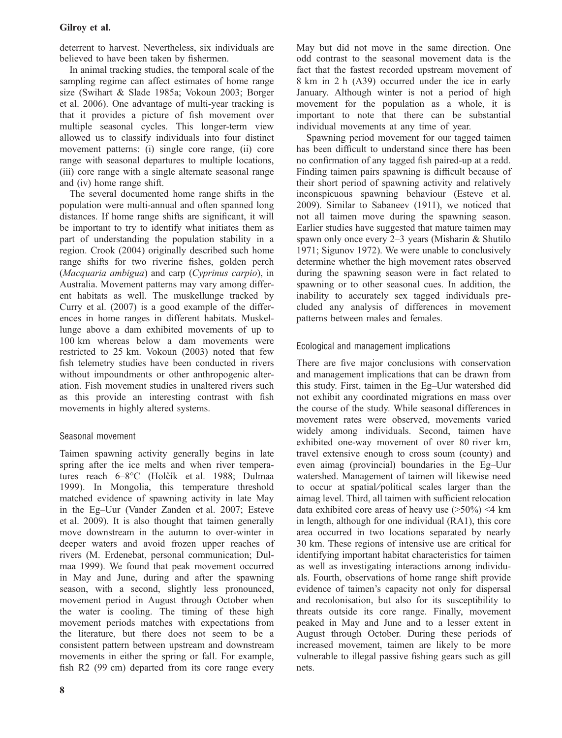deterrent to harvest. Nevertheless, six individuals are believed to have been taken by fishermen.

In animal tracking studies, the temporal scale of the sampling regime can affect estimates of home range size (Swihart & Slade 1985a; Vokoun 2003; Borger et al. 2006). One advantage of multi-year tracking is that it provides a picture of fish movement over multiple seasonal cycles. This longer-term view allowed us to classify individuals into four distinct movement patterns: (i) single core range, (ii) core range with seasonal departures to multiple locations, (iii) core range with a single alternate seasonal range and (iv) home range shift.

The several documented home range shifts in the population were multi-annual and often spanned long distances. If home range shifts are significant, it will be important to try to identify what initiates them as part of understanding the population stability in a region. Crook (2004) originally described such home range shifts for two riverine fishes, golden perch (*Macquaria ambigua*) and carp (*Cyprinus carpio*), in Australia. Movement patterns may vary among different habitats as well. The muskellunge tracked by Curry et al. (2007) is a good example of the differences in home ranges in different habitats. Muskellunge above a dam exhibited movements of up to 100 km whereas below a dam movements were restricted to 25 km. Vokoun (2003) noted that few fish telemetry studies have been conducted in rivers without impoundments or other anthropogenic alteration. Fish movement studies in unaltered rivers such as this provide an interesting contrast with fish movements in highly altered systems.

## Seasonal movement

Taimen spawning activity generally begins in late spring after the ice melts and when river temperatures reach 6–8°C (Holčík et al. 1988; Dulmaa 1999). In Mongolia, this temperature threshold matched evidence of spawning activity in late May in the Eg–Uur (Vander Zanden et al. 2007; Esteve et al. 2009). It is also thought that taimen generally move downstream in the autumn to over-winter in deeper waters and avoid frozen upper reaches of rivers (M. Erdenebat, personal communication; Dulmaa 1999). We found that peak movement occurred in May and June, during and after the spawning season, with a second, slightly less pronounced, movement period in August through October when the water is cooling. The timing of these high movement periods matches with expectations from the literature, but there does not seem to be a consistent pattern between upstream and downstream movements in either the spring or fall. For example, fish R2 (99 cm) departed from its core range every May but did not move in the same direction. One odd contrast to the seasonal movement data is the fact that the fastest recorded upstream movement of 8 km in 2 h (A39) occurred under the ice in early January. Although winter is not a period of high movement for the population as a whole, it is important to note that there can be substantial individual movements at any time of year.

Spawning period movement for our tagged taimen has been difficult to understand since there has been no confirmation of any tagged fish paired-up at a redd. Finding taimen pairs spawning is difficult because of their short period of spawning activity and relatively inconspicuous spawning behaviour (Esteve et al. 2009). Similar to Sabaneev (1911), we noticed that not all taimen move during the spawning season. Earlier studies have suggested that mature taimen may spawn only once every 2–3 years (Misharin & Shutilo 1971; Sigunov 1972). We were unable to conclusively determine whether the high movement rates observed during the spawning season were in fact related to spawning or to other seasonal cues. In addition, the inability to accurately sex tagged individuals precluded any analysis of differences in movement patterns between males and females.

## Ecological and management implications

There are five major conclusions with conservation and management implications that can be drawn from this study. First, taimen in the Eg–Uur watershed did not exhibit any coordinated migrations en mass over the course of the study. While seasonal differences in movement rates were observed, movements varied widely among individuals. Second, taimen have exhibited one-way movement of over 80 river km, travel extensive enough to cross soum (county) and even aimag (provincial) boundaries in the Eg–Uur watershed. Management of taimen will likewise need to occur at spatial/political scales larger than the aimag level. Third, all taimen with sufficient relocation data exhibited core areas of heavy use (>50%) <4 km in length, although for one individual (RA1), this core area occurred in two locations separated by nearly 30 km. These regions of intensive use are critical for identifying important habitat characteristics for taimen as well as investigating interactions among individuals. Fourth, observations of home range shift provide evidence of taimen's capacity not only for dispersal and recolonisation, but also for its susceptibility to threats outside its core range. Finally, movement peaked in May and June and to a lesser extent in August through October. During these periods of increased movement, taimen are likely to be more vulnerable to illegal passive fishing gears such as gill nets.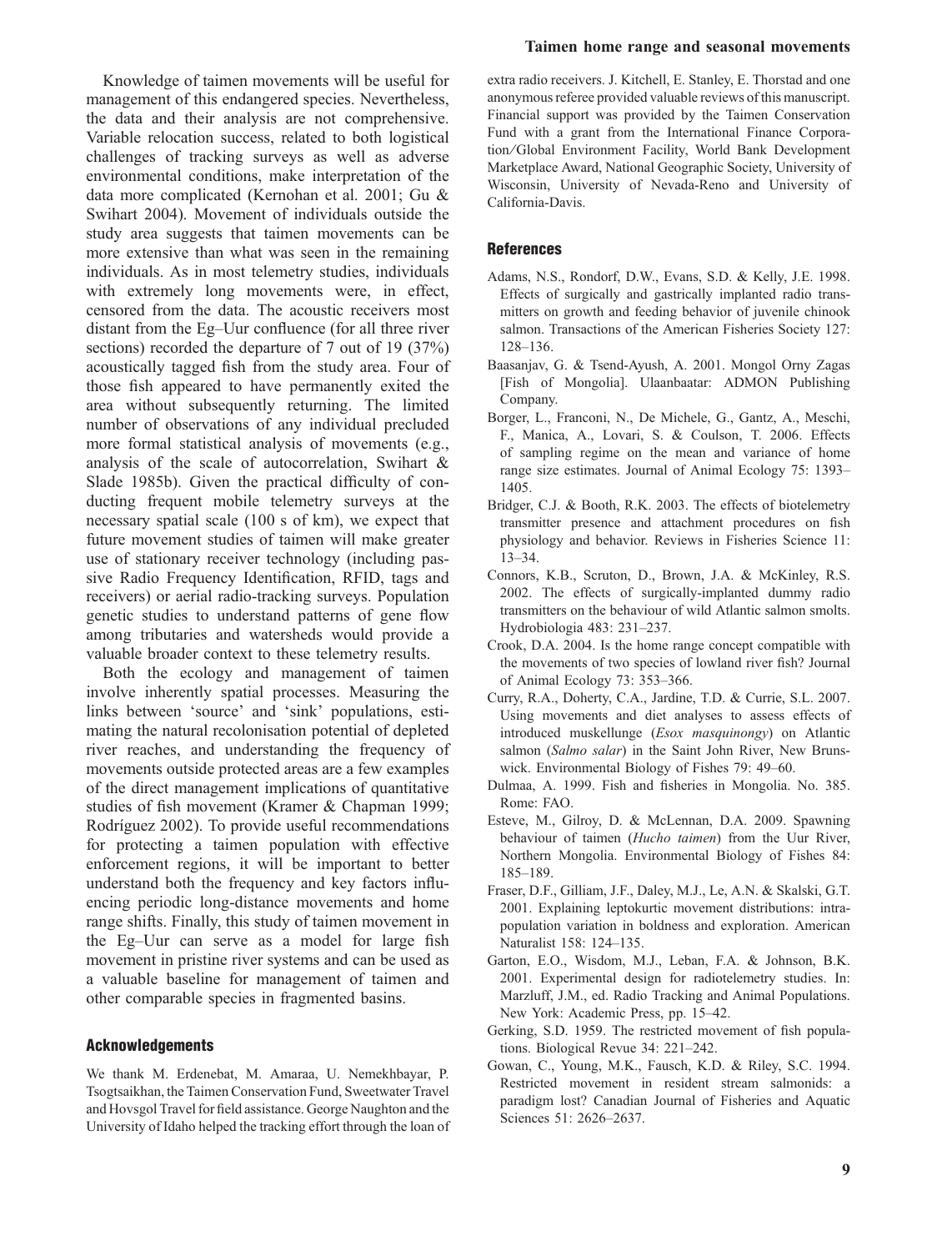Knowledge of taimen movements will be useful for management of this endangered species. Nevertheless, the data and their analysis are not comprehensive. Variable relocation success, related to both logistical challenges of tracking surveys as well as adverse environmental conditions, make interpretation of the data more complicated (Kernohan et al. 2001; Gu & Swihart 2004). Movement of individuals outside the study area suggests that taimen movements can be more extensive than what was seen in the remaining individuals. As in most telemetry studies, individuals with extremely long movements were, in effect, censored from the data. The acoustic receivers most distant from the Eg–Uur confluence (for all three river sections) recorded the departure of 7 out of 19 (37%) acoustically tagged fish from the study area. Four of those fish appeared to have permanently exited the area without subsequently returning. The limited number of observations of any individual precluded more formal statistical analysis of movements (e.g., analysis of the scale of autocorrelation, Swihart & Slade 1985b). Given the practical difficulty of conducting frequent mobile telemetry surveys at the necessary spatial scale (100 s of km), we expect that future movement studies of taimen will make greater use of stationary receiver technology (including passive Radio Frequency Identification, RFID, tags and receivers) or aerial radio-tracking surveys. Population genetic studies to understand patterns of gene flow among tributaries and watersheds would provide a valuable broader context to these telemetry results.

Both the ecology and management of taimen involve inherently spatial processes. Measuring the links between 'source' and 'sink' populations, estimating the natural recolonisation potential of depleted river reaches, and understanding the frequency of movements outside protected areas are a few examples of the direct management implications of quantitative studies of fish movement (Kramer & Chapman 1999; Rodríguez 2002). To provide useful recommendations for protecting a taimen population with effective enforcement regions, it will be important to better understand both the frequency and key factors influencing periodic long-distance movements and home range shifts. Finally, this study of taimen movement in the Eg–Uur can serve as a model for large fish movement in pristine river systems and can be used as a valuable baseline for management of taimen and other comparable species in fragmented basins.

## Acknowledgements

We thank M. Erdenebat, M. Amaraa, U. Nemekhbayar, P. Tsogtsaikhan, the Taimen Conservation Fund, Sweetwater Travel and Hovsgol Travel for field assistance. George Naughton and the University of Idaho helped the tracking effort through the loan of extra radio receivers. J. Kitchell, E. Stanley, E. Thorstad and one anonymous referee provided valuable reviews of this manuscript. Financial support was provided by the Taimen Conservation Fund with a grant from the International Finance Corporation/Global Environment Facility, World Bank Development Marketplace Award, National Geographic Society, University of Wisconsin, University of Nevada-Reno and University of California-Davis.

## References

Adams, N.S., Rondorf, D.W., Evans, S.D. & Kelly, J.E. 1998. Effects of surgically and gastrically implanted radio transmitters on growth and feeding behavior of juvenile chinook salmon. Transactions of the American Fisheries Society 127: 128–136.

Baasanjav, G. & Tsend-Ayush, A. 2001. Mongol Orny Zagas [Fish of Mongolia]. Ulaanbaatar: ADMON Publishing Company.

Borger, L., Franconi, N., De Michele, G., Gantz, A., Meschi, F., Manica, A., Lovari, S. & Coulson, T. 2006. Effects of sampling regime on the mean and variance of home range size estimates. Journal of Animal Ecology 75: 1393–1405.

Bridger, C.J. & Booth, R.K. 2003. The effects of biotelemetry transmitter presence and attachment procedures on fish physiology and behavior. Reviews in Fisheries Science 11: 13–34.

Connors, K.B., Scruton, D., Brown, J.A. & McKinley, R.S. 2002. The effects of surgically-implanted dummy radio transmitters on the behaviour of wild Atlantic salmon smolts. Hydrobiologia 483: 231–237.

Crook, D.A. 2004. Is the home range concept compatible with the movements of two species of lowland river fish? Journal of Animal Ecology 73: 353–366.

Curry, R.A., Doherty, C.A., Jardine, T.D. & Currie, S.L. 2007. Using movements and diet analyses to assess effects of introduced muskellunge (*Esox masquinongy*) on Atlantic salmon (*Salmo salar*) in the Saint John River, New Brunswick. Environmental Biology of Fishes 79: 49–60.

Dulmaa, A. 1999. Fish and fisheries in Mongolia. No. 385. Rome: FAO.

Esteve, M., Gilroy, D. & McLennan, D.A. 2009. Spawning behaviour of taimen (*Hucho taimen*) from the Uur River, Northern Mongolia. Environmental Biology of Fishes 84: 185–189.

Fraser, D.F., Gilliam, J.F., Daley, M.J., Le, A.N. & Skalski, G.T. 2001. Explaining leptokurtic movement distributions: intrapopulation variation in boldness and exploration. American Naturalist 158: 124–135.

Garton, E.O., Wisdom, M.J., Leban, F.A. & Johnson, B.K. 2001. Experimental design for radiotelemetry studies. In: Marzluff, J.M., ed. Radio Tracking and Animal Populations. New York: Academic Press, pp. 15–42.

Gerking, S.D. 1959. The restricted movement of fish populations. Biological Revue 34: 221–242.

Gowan, C., Young, M.K., Fausch, K.D. & Riley, S.C. 1994. Restricted movement in resident stream salmonids: a paradigm lost? Canadian Journal of Fisheries and Aquatic Sciences 51: 2626–2637.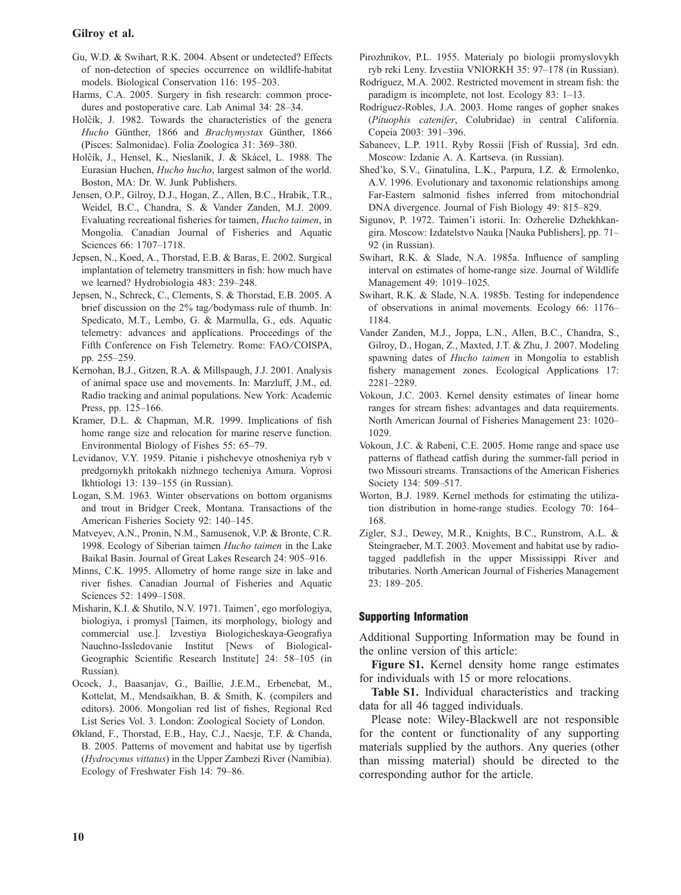Gu, W.D. & Swihart, R.K. 2004. Absent or undetected? Effects of non-detection of species occurrence on wildlife-habitat models. Biological Conservation 116: 195–203.

Harms, C.A. 2005. Surgery in fish research: common procedures and postoperative care. Lab Animal 34: 28–34.

Holčík, J. 1982. Towards the characteristics of the genera *Hucho* Günther, 1866 and *Brachymystax* Günther, 1866 (Pisces: Salmonidae). Folia Zoologica 31: 369–380.

Holčík, J., Hensel, K., Nieslanik, J. & Skácel, L. 1988. The Eurasian Huchen, *Hucho hucho*, largest salmon of the world. Boston, MA: Dr. W. Junk Publishers.

Jensen, O.P., Gilroy, D.J., Hogan, Z., Allen, B.C., Hrabik, T.R., Weidel, B.C., Chandra, S. & Vander Zanden, M.J. 2009. Evaluating recreational fisheries for taimen, *Hucho taimen*, in Mongolia. Canadian Journal of Fisheries and Aquatic Sciences 66: 1707–1718.

Jepsen, N., Koed, A., Thorstad, E.B. & Baras, E. 2002. Surgical implantation of telemetry transmitters in fish: how much have we learned? Hydrobiologia 483: 239–248.

Jepsen, N., Schreck, C., Clements, S. & Thorstad, E.B. 2005. A brief discussion on the 2% tag/bodymass rule of thumb. In: Spedicato, M.T., Lembo, G. & Marmulla, G., eds. Aquatic telemetry: advances and applications. Proceedings of the Fifth Conference on Fish Telemetry. Rome: FAO/COISPA, pp. 255–259.

Kernohan, B.J., Gitzen, R.A. & Millspaugh, J.J. 2001. Analysis of animal space use and movements. In: Marzluff, J.M., ed. Radio tracking and animal populations. New York: Academic Press, pp. 125–166.

Kramer, D.L. & Chapman, M.R. 1999. Implications of fish home range size and relocation for marine reserve function. Environmental Biology of Fishes 55: 65–79.

Levidanov, V.Y. 1959. Pitanie i pishchevye otnosheniya ryb v predgornykh pritokakh nizhnego techeniya Amura. Voprosi Ikhtiologi 13: 139–155 (in Russian).

Logan, S.M. 1963. Winter observations on bottom organisms and trout in Bridger Creek, Montana. Transactions of the American Fisheries Society 92: 140–145.

Matveyev, A.N., Pronin, N.M., Samusenok, V.P. & Bronte, C.R. 1998. Ecology of Siberian taimen *Hucho taimen* in the Lake Baikal Basin. Journal of Great Lakes Research 24: 905–916.

Minns, C.K. 1995. Allometry of home range size in lake and river fishes. Canadian Journal of Fisheries and Aquatic Sciences 52: 1499–1508.

Misharin, K.I. & Shutilo, N.V. 1971. Taimen', ego morfologiya, biologiya, i promysl [Taimen, its morphology, biology and commercial use.]. Izvestiya Biologicheskaya-Geografiya Nauchno-Issledovanie Institut [News of Biological-Geographic Scientific Research Institute] 24: 58–105 (in Russian).

Ocock, J., Baasanjav, G., Baillie, J.E.M., Erbenebat, M., Kottelat, M., Mendsaikhan, B. & Smith, K. (compilers and editors). 2006. Mongolian red list of fishes, Regional Red List Series Vol. 3. London: Zoological Society of London.

Økland, F., Thorstad, E.B., Hay, C.J., Naesje, T.F. & Chanda, B. 2005. Patterns of movement and habitat use by tigerfish (*Hydrocynus vittatus*) in the Upper Zambezi River (Namibia). Ecology of Freshwater Fish 14: 79–86.

Pirozhnikov, P.L. 1955. Materialy po biologii promyslovykh ryb reki Leny. Izvestiia VNIORKH 35: 97–178 (in Russian).

Rodríguez, M.A. 2002. Restricted movement in stream fish: the paradigm is incomplete, not lost. Ecology 83: 1–13.

Rodríguez-Robles, J.A. 2003. Home ranges of gopher snakes (*Pituophis catenifer*, Colubridae) in central California. Copeia 2003: 391–396.

Sabaneev, L.P. 1911. Ryby Rossii [Fish of Russia], 3rd edn. Moscow: Izdanie A. A. Kartseva. (in Russian).

Shed'ko, S.V., Ginatulina, L.K., Parpura, I.Z. & Ermolenko, A.V. 1996. Evolutionary and taxonomic relationships among Far-Eastern salmonid fishes inferred from mitochondrial DNA divergence. Journal of Fish Biology 49: 815–829.

Sigunov, P. 1972. Taimen'i istorii. In: Ozherelie Dzhekhkangira. Moscow: Izdatelstvo Nauka [Nauka Publishers], pp. 71–92 (in Russian).

Swihart, R.K. & Slade, N.A. 1985a. Influence of sampling interval on estimates of home-range size. Journal of Wildlife Management 49: 1019–1025.

Swihart, R.K. & Slade, N.A. 1985b. Testing for independence of observations in animal movements. Ecology 66: 1176–1184.

Vander Zanden, M.J., Joppa, L.N., Allen, B.C., Chandra, S., Gilroy, D., Hogan, Z., Maxted, J.T. & Zhu, J. 2007. Modeling spawning dates of *Hucho taimen* in Mongolia to establish fishery management zones. Ecological Applications 17: 2281–2289.

Vokoun, J.C. 2003. Kernel density estimates of linear home ranges for stream fishes: advantages and data requirements. North American Journal of Fisheries Management 23: 1020–1029.

Vokoun, J.C. & Rabeni, C.E. 2005. Home range and space use patterns of flathead catfish during the summer-fall period in two Missouri streams. Transactions of the American Fisheries Society 134: 509–517.

Worton, B.J. 1989. Kernel methods for estimating the utilization distribution in home-range studies. Ecology 70: 164–168.

Zigler, S.J., Dewey, M.R., Knights, B.C., Runstrom, A.L. & Steingraeber, M.T. 2003. Movement and habitat use by radio-tagged paddlefish in the upper Mississippi River and tributaries. North American Journal of Fisheries Management 23: 189–205.

## Supporting Information

Additional Supporting Information may be found in the online version of this article:

**Figure S1.** Kernel density home range estimates for individuals with 15 or more relocations.

**Table S1.** Individual characteristics and tracking data for all 46 tagged individuals.

Please note: Wiley-Blackwell are not responsible for the content or functionality of any supporting materials supplied by the authors. Any queries (other than missing material) should be directed to the corresponding author for the article.